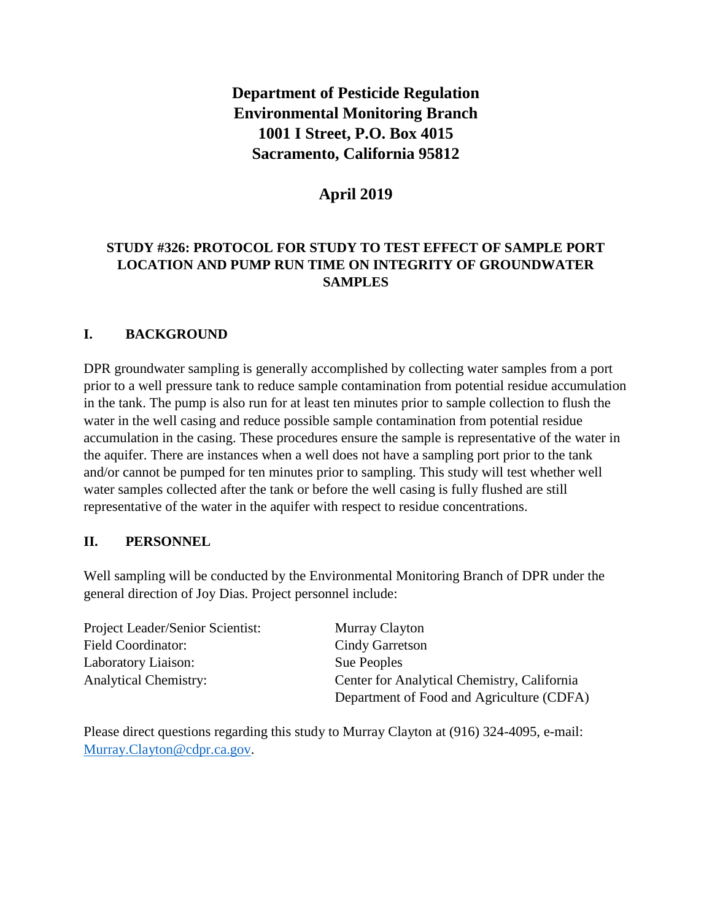**Department of Pesticide Regulation**
**Environmental Monitoring Branch**
**1001 I Street, P.O. Box 4015**
**Sacramento, California 95812**

**April 2019**

# STUDY #326: PROTOCOL FOR STUDY TO TEST EFFECT OF SAMPLE PORT LOCATION AND PUMP RUN TIME ON INTEGRITY OF GROUNDWATER SAMPLES

## I. BACKGROUND

DPR groundwater sampling is generally accomplished by collecting water samples from a port prior to a well pressure tank to reduce sample contamination from potential residue accumulation in the tank. The pump is also run for at least ten minutes prior to sample collection to flush the water in the well casing and reduce possible sample contamination from potential residue accumulation in the casing. These procedures ensure the sample is representative of the water in the aquifer. There are instances when a well does not have a sampling port prior to the tank and/or cannot be pumped for ten minutes prior to sampling. This study will test whether well water samples collected after the tank or before the well casing is fully flushed are still representative of the water in the aquifer with respect to residue concentrations.

## II. PERSONNEL

Well sampling will be conducted by the Environmental Monitoring Branch of DPR under the general direction of Joy Dias. Project personnel include:

| | |
|---|---|
| Project Leader/Senior Scientist: | Murray Clayton |
| Field Coordinator: | Cindy Garretson |
| Laboratory Liaison: | Sue Peoples |
| Analytical Chemistry: | Center for Analytical Chemistry, California Department of Food and Agriculture (CDFA) |

Please direct questions regarding this study to Murray Clayton at (916) 324-4095, e-mail: [Murray.Clayton@cdpr.ca.gov](mailto:Murray.Clayton@cdpr.ca.gov).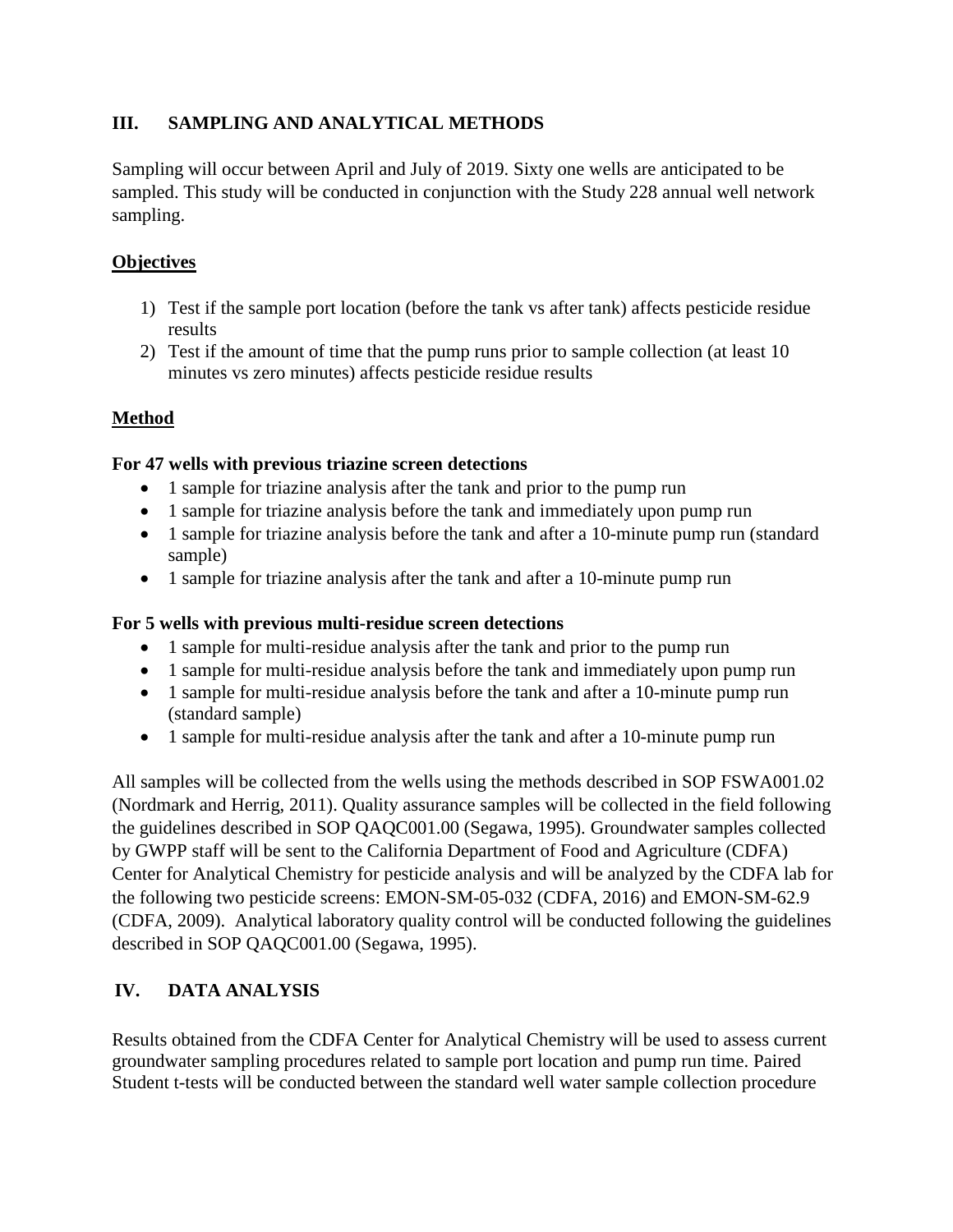## III. SAMPLING AND ANALYTICAL METHODS

Sampling will occur between April and July of 2019. Sixty one wells are anticipated to be sampled. This study will be conducted in conjunction with the Study 228 annual well network sampling.

### Objectives

1) Test if the sample port location (before the tank vs after tank) affects pesticide residue results
2) Test if the amount of time that the pump runs prior to sample collection (at least 10 minutes vs zero minutes) affects pesticide residue results

### Method

**For 47 wells with previous triazine screen detections**

- 1 sample for triazine analysis after the tank and prior to the pump run
- 1 sample for triazine analysis before the tank and immediately upon pump run
- 1 sample for triazine analysis before the tank and after a 10-minute pump run (standard sample)
- 1 sample for triazine analysis after the tank and after a 10-minute pump run

**For 5 wells with previous multi-residue screen detections**

- 1 sample for multi-residue analysis after the tank and prior to the pump run
- 1 sample for multi-residue analysis before the tank and immediately upon pump run
- 1 sample for multi-residue analysis before the tank and after a 10-minute pump run (standard sample)
- 1 sample for multi-residue analysis after the tank and after a 10-minute pump run

All samples will be collected from the wells using the methods described in SOP FSWA001.02 (Nordmark and Herrig, 2011). Quality assurance samples will be collected in the field following the guidelines described in SOP QAQC001.00 (Segawa, 1995). Groundwater samples collected by GWPP staff will be sent to the California Department of Food and Agriculture (CDFA) Center for Analytical Chemistry for pesticide analysis and will be analyzed by the CDFA lab for the following two pesticide screens: EMON-SM-05-032 (CDFA, 2016) and EMON-SM-62.9 (CDFA, 2009). Analytical laboratory quality control will be conducted following the guidelines described in SOP QAQC001.00 (Segawa, 1995).

## IV. DATA ANALYSIS

Results obtained from the CDFA Center for Analytical Chemistry will be used to assess current groundwater sampling procedures related to sample port location and pump run time. Paired Student t-tests will be conducted between the standard well water sample collection procedure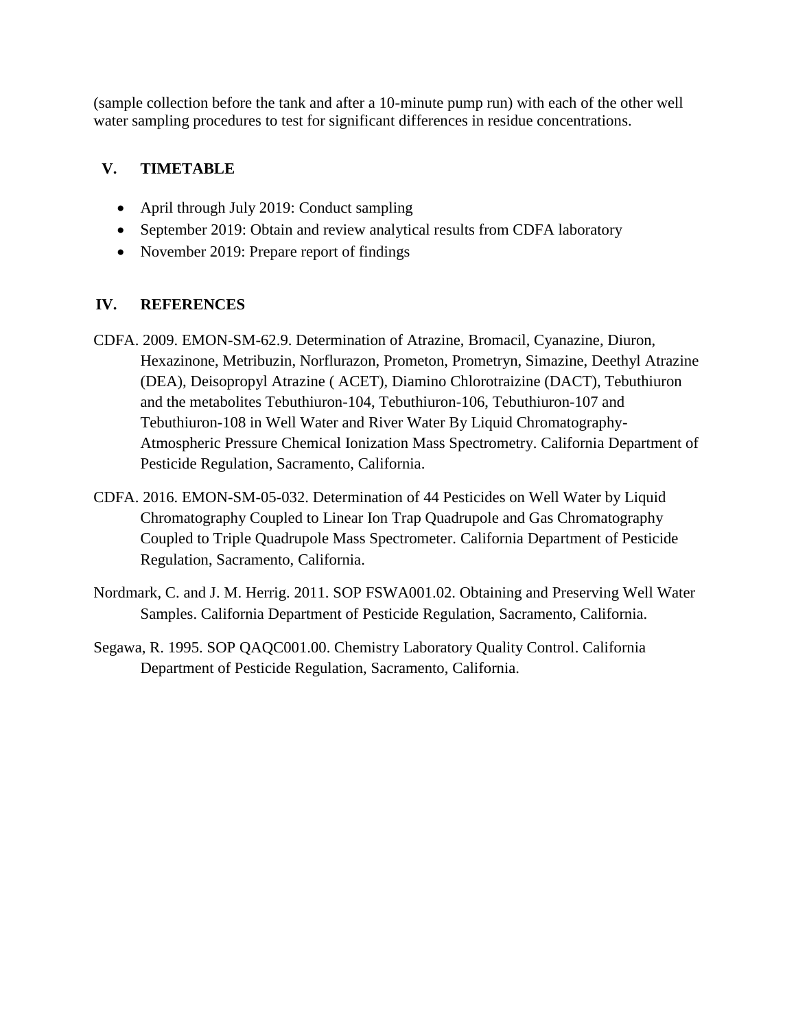(sample collection before the tank and after a 10-minute pump run) with each of the other well water sampling procedures to test for significant differences in residue concentrations.

## V. TIMETABLE

- April through July 2019: Conduct sampling
- September 2019: Obtain and review analytical results from CDFA laboratory
- November 2019: Prepare report of findings

## IV. REFERENCES

CDFA. 2009. EMON-SM-62.9. Determination of Atrazine, Bromacil, Cyanazine, Diuron, Hexazinone, Metribuzin, Norflurazon, Prometon, Prometryn, Simazine, Deethyl Atrazine (DEA), Deisopropyl Atrazine ( ACET), Diamino Chlorotraizine (DACT), Tebuthiuron and the metabolites Tebuthiuron-104, Tebuthiuron-106, Tebuthiuron-107 and Tebuthiuron-108 in Well Water and River Water By Liquid Chromatography-Atmospheric Pressure Chemical Ionization Mass Spectrometry. California Department of Pesticide Regulation, Sacramento, California.

CDFA. 2016. EMON-SM-05-032. Determination of 44 Pesticides on Well Water by Liquid Chromatography Coupled to Linear Ion Trap Quadrupole and Gas Chromatography Coupled to Triple Quadrupole Mass Spectrometer. California Department of Pesticide Regulation, Sacramento, California.

Nordmark, C. and J. M. Herrig. 2011. SOP FSWA001.02. Obtaining and Preserving Well Water Samples. California Department of Pesticide Regulation, Sacramento, California.

Segawa, R. 1995. SOP QAQC001.00. Chemistry Laboratory Quality Control. California Department of Pesticide Regulation, Sacramento, California.